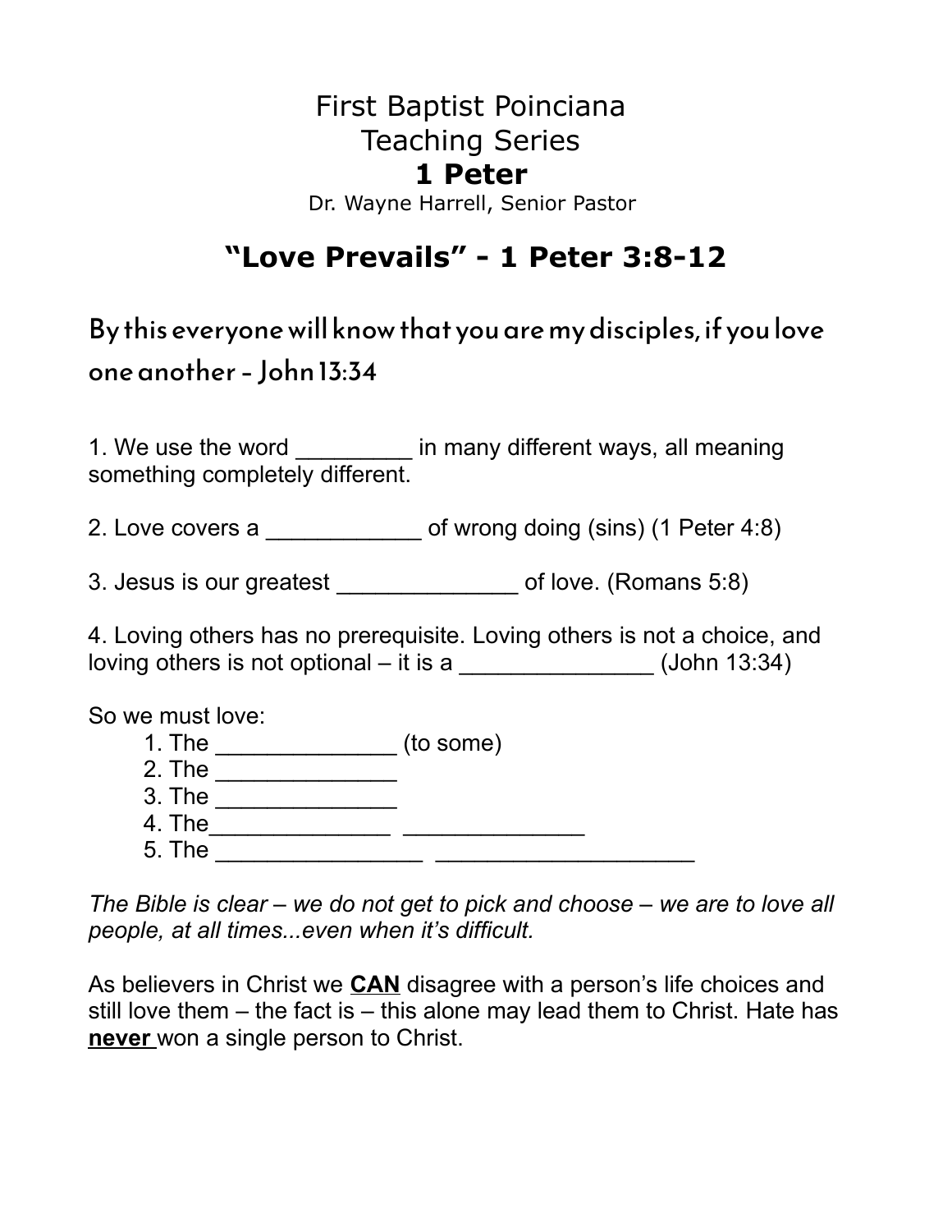# First Baptist Poinciana
# Teaching Series
# **1 Peter**

Dr. Wayne Harrell, Senior Pastor

## "Love Prevails" - 1 Peter 3:8-12

### By this everyone will know that you are my disciples, if you love one another - John 13:34

1. We use the word _________ in many different ways, all meaning something completely different.

2. Love covers a ____________ of wrong doing (sins) (1 Peter 4:8)

3. Jesus is our greatest ______________ of love. (Romans 5:8)

4. Loving others has no prerequisite. Loving others is not a choice, and loving others is not optional – it is a _______________ (John 13:34)

So we must love:

1. The ______________ (to some)
2. The ______________
3. The ______________
4. The______________ ______________
5. The ________________ ____________________

*The Bible is clear – we do not get to pick and choose – we are to love all people, at all times...even when it's difficult.*

As believers in Christ we **CAN** disagree with a person's life choices and still love them – the fact is – this alone may lead them to Christ. Hate has **never** won a single person to Christ.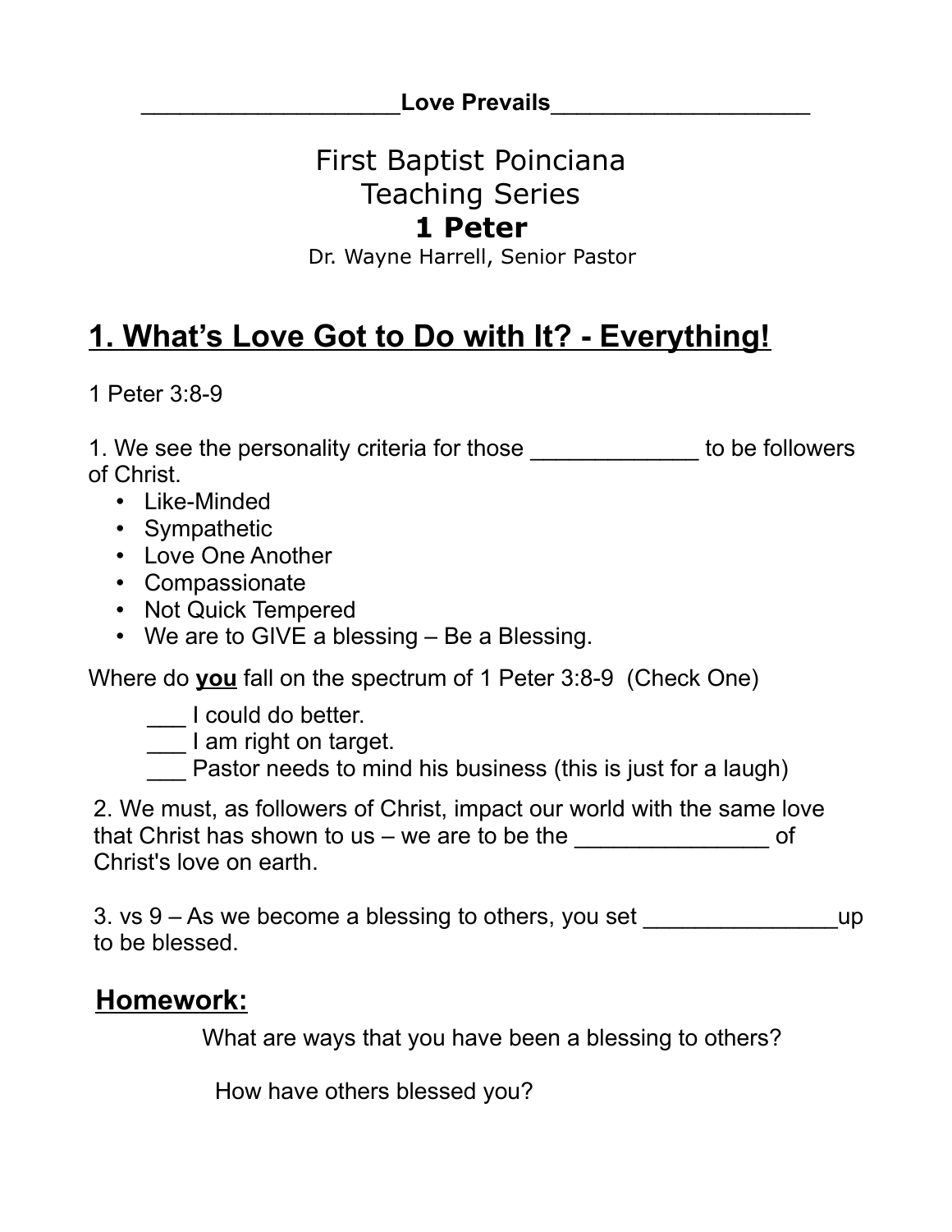____________________Love Prevails____________________

First Baptist Poinciana

Teaching Series

**1 Peter**

Dr. Wayne Harrell, Senior Pastor

## 1. What's Love Got to Do with It? - Everything!

1 Peter 3:8-9

1. We see the personality criteria for those _____________ to be followers of Christ.
   - Like-Minded
   - Sympathetic
   - Love One Another
   - Compassionate
   - Not Quick Tempered
   - We are to GIVE a blessing – Be a Blessing.

Where do **you** fall on the spectrum of 1 Peter 3:8-9 (Check One)

___ I could do better.

___ I am right on target.

___ Pastor needs to mind his business (this is just for a laugh)

2. We must, as followers of Christ, impact our world with the same love that Christ has shown to us – we are to be the _______________ of Christ's love on earth.

3. vs 9 – As we become a blessing to others, you set _______________up to be blessed.

### Homework:

What are ways that you have been a blessing to others?

How have others blessed you?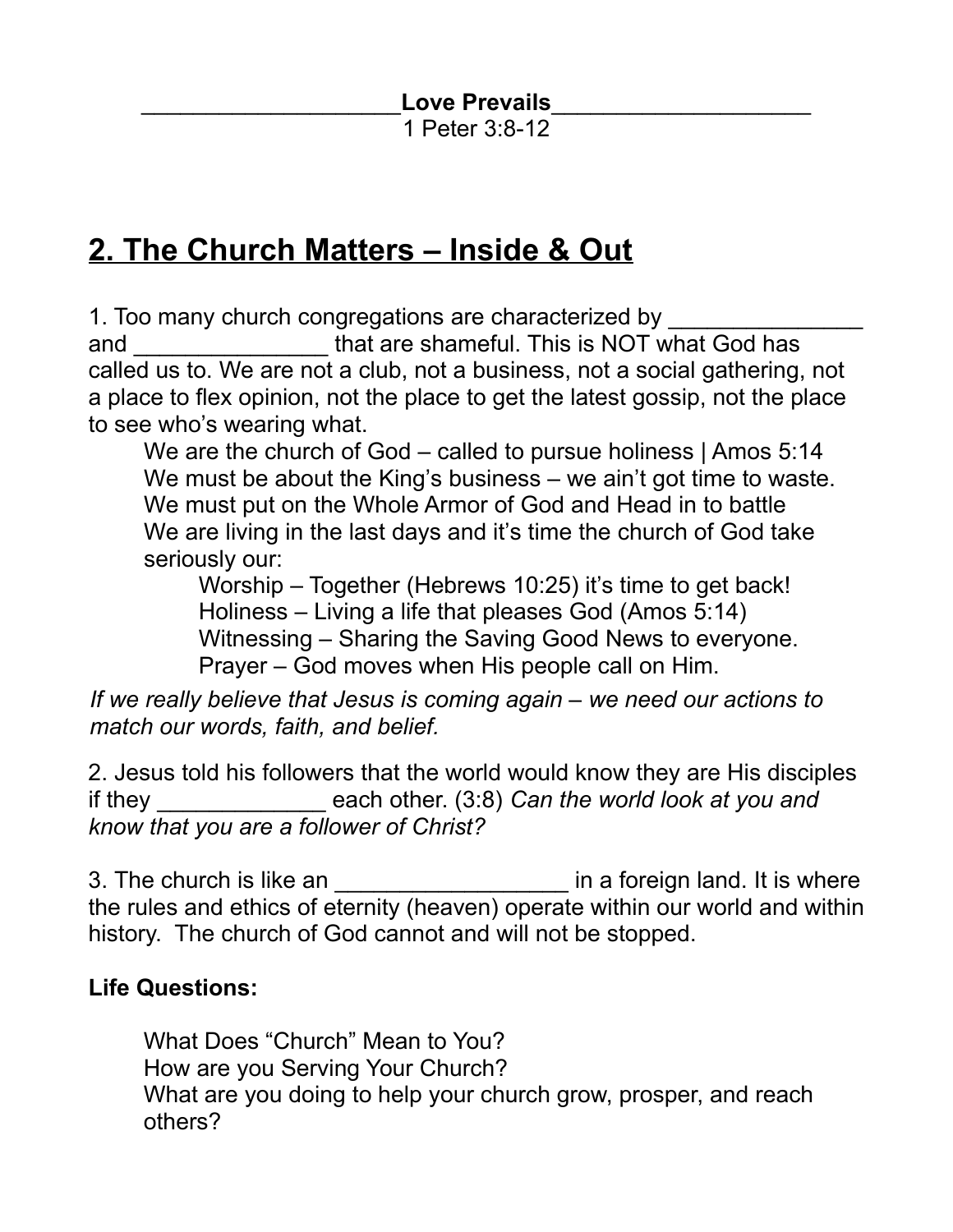____________________**Love Prevails**____________________

1 Peter 3:8-12

## 2. The Church Matters – Inside & Out

1. Too many church congregations are characterized by _______________ and _______________ that are shameful. This is NOT what God has called us to. We are not a club, not a business, not a social gathering, not a place to flex opinion, not the place to get the latest gossip, not the place to see who's wearing what.

   We are the church of God – called to pursue holiness | Amos 5:14
   We must be about the King's business – we ain't got time to waste.
   We must put on the Whole Armor of God and Head in to battle
   We are living in the last days and it's time the church of God take seriously our:

      Worship – Together (Hebrews 10:25) it's time to get back!
      Holiness – Living a life that pleases God (Amos 5:14)
      Witnessing – Sharing the Saving Good News to everyone.
      Prayer – God moves when His people call on Him.

*If we really believe that Jesus is coming again – we need our actions to match our words, faith, and belief.*

2. Jesus told his followers that the world would know they are His disciples if they _____________ each other. (3:8) *Can the world look at you and know that you are a follower of Christ?*

3. The church is like an __________________ in a foreign land. It is where the rules and ethics of eternity (heaven) operate within our world and within history. The church of God cannot and will not be stopped.

**Life Questions:**

What Does "Church" Mean to You?
How are you Serving Your Church?
What are you doing to help your church grow, prosper, and reach others?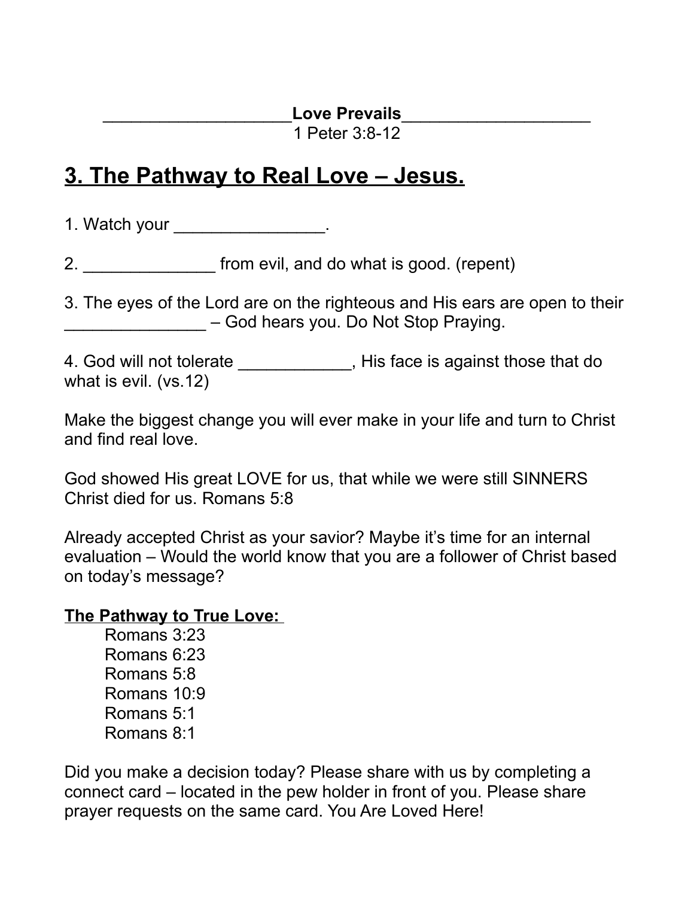____________________Love Prevails____________________

1 Peter 3:8-12

## 3. The Pathway to Real Love – Jesus.

1. Watch your ________________.

2. ______________ from evil, and do what is good. (repent)

3. The eyes of the Lord are on the righteous and His ears are open to their _______________ – God hears you. Do Not Stop Praying.

4. God will not tolerate ____________, His face is against those that do what is evil. (vs.12)

Make the biggest change you will ever make in your life and turn to Christ and find real love.

God showed His great LOVE for us, that while we were still SINNERS Christ died for us. Romans 5:8

Already accepted Christ as your savior? Maybe it's time for an internal evaluation – Would the world know that you are a follower of Christ based on today's message?

**The Pathway to True Love:**

Romans 3:23
Romans 6:23
Romans 5:8
Romans 10:9
Romans 5:1
Romans 8:1

Did you make a decision today? Please share with us by completing a connect card – located in the pew holder in front of you. Please share prayer requests on the same card. You Are Loved Here!